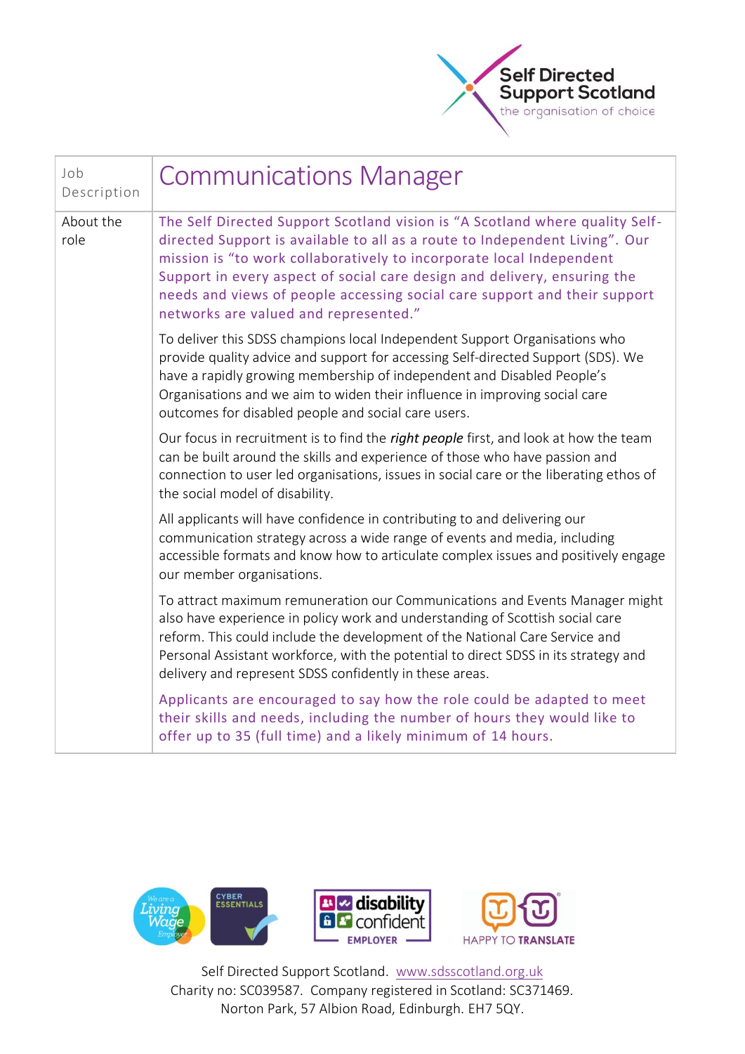| Job Description | Communications Manager |
| --- | --- |
| About the role | The Self Directed Support Scotland vision is "A Scotland where quality Self-directed Support is available to all as a route to Independent Living". Our mission is "to work collaboratively to incorporate local Independent Support in every aspect of social care design and delivery, ensuring the needs and views of people accessing social care support and their support networks are valued and represented."<br><br>To deliver this SDSS champions local Independent Support Organisations who provide quality advice and support for accessing Self-directed Support (SDS). We have a rapidly growing membership of independent and Disabled People's Organisations and we aim to widen their influence in improving social care outcomes for disabled people and social care users.<br><br>Our focus in recruitment is to find the ***right people*** first, and look at how the team can be built around the skills and experience of those who have passion and connection to user led organisations, issues in social care or the liberating ethos of the social model of disability.<br><br>All applicants will have confidence in contributing to and delivering our communication strategy across a wide range of events and media, including accessible formats and know how to articulate complex issues and positively engage our member organisations.<br><br>To attract maximum remuneration our Communications and Events Manager might also have experience in policy work and understanding of Scottish social care reform. This could include the development of the National Care Service and Personal Assistant workforce, with the potential to direct SDSS in its strategy and delivery and represent SDSS confidently in these areas.<br><br>Applicants are encouraged to say how the role could be adapted to meet their skills and needs, including the number of hours they would like to offer up to 35 (full time) and a likely minimum of 14 hours. |

Self Directed Support Scotland. www.sdsscotland.org.uk
Charity no: SC039587. Company registered in Scotland: SC371469.
Norton Park, 57 Albion Road, Edinburgh. EH7 5QY.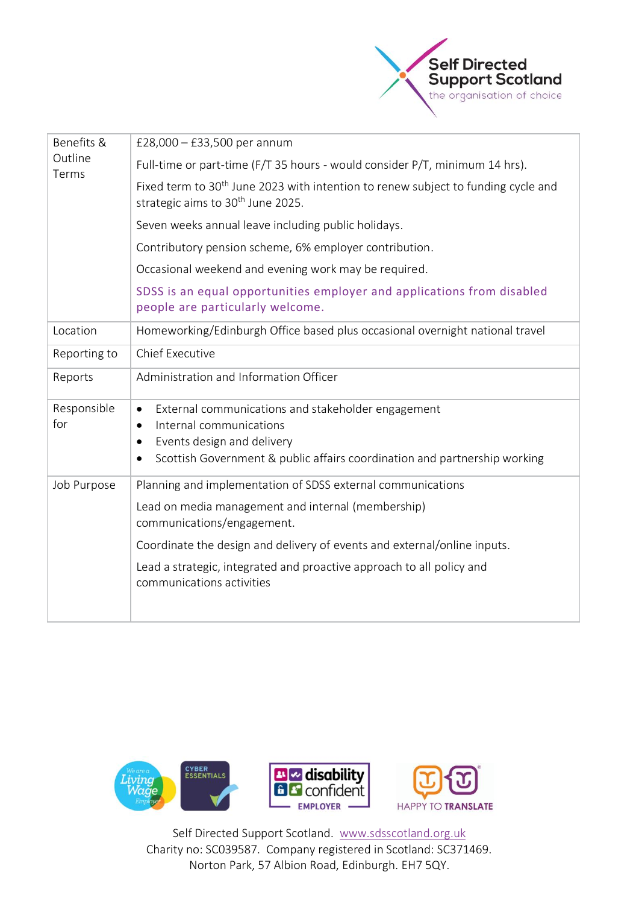| Benefits & Outline Terms | £28,000 – £33,500 per annum<br><br>Full-time or part-time (F/T 35 hours - would consider P/T, minimum 14 hrs).<br><br>Fixed term to 30th June 2023 with intention to renew subject to funding cycle and strategic aims to 30th June 2025.<br><br>Seven weeks annual leave including public holidays.<br><br>Contributory pension scheme, 6% employer contribution.<br><br>Occasional weekend and evening work may be required.<br><br>SDSS is an equal opportunities employer and applications from disabled people are particularly welcome. |
|---|---|
| Location | Homeworking/Edinburgh Office based plus occasional overnight national travel |
| Reporting to | Chief Executive |
| Reports | Administration and Information Officer |
| Responsible for | • External communications and stakeholder engagement<br>• Internal communications<br>• Events design and delivery<br>• Scottish Government & public affairs coordination and partnership working |
| Job Purpose | Planning and implementation of SDSS external communications<br><br>Lead on media management and internal (membership) communications/engagement.<br><br>Coordinate the design and delivery of events and external/online inputs.<br><br>Lead a strategic, integrated and proactive approach to all policy and communications activities |

Self Directed Support Scotland. www.sdsscotland.org.uk
Charity no: SC039587. Company registered in Scotland: SC371469.
Norton Park, 57 Albion Road, Edinburgh. EH7 5QY.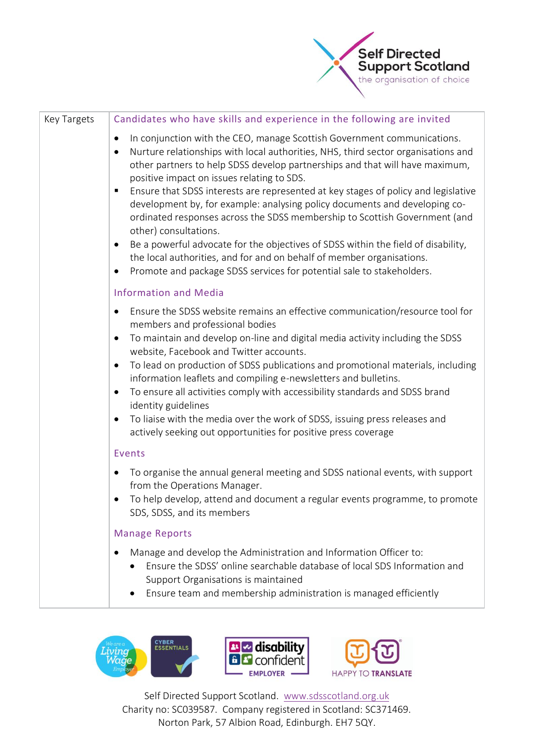| Key Targets | Candidates who have skills and experience in the following are invited |
| --- | --- |
| | • In conjunction with the CEO, manage Scottish Government communications.<br>• Nurture relationships with local authorities, NHS, third sector organisations and other partners to help SDSS develop partnerships and that will have maximum, positive impact on issues relating to SDS.<br>• Ensure that SDSS interests are represented at key stages of policy and legislative development by, for example: analysing policy documents and developing co-ordinated responses across the SDSS membership to Scottish Government (and other) consultations.<br>• Be a powerful advocate for the objectives of SDSS within the field of disability, the local authorities, and for and on behalf of member organisations.<br>• Promote and package SDSS services for potential sale to stakeholders. |
| | **Information and Media** |
| | • Ensure the SDSS website remains an effective communication/resource tool for members and professional bodies<br>• To maintain and develop on-line and digital media activity including the SDSS website, Facebook and Twitter accounts.<br>• To lead on production of SDSS publications and promotional materials, including information leaflets and compiling e-newsletters and bulletins.<br>• To ensure all activities comply with accessibility standards and SDSS brand identity guidelines<br>• To liaise with the media over the work of SDSS, issuing press releases and actively seeking out opportunities for positive press coverage |
| | **Events** |
| | • To organise the annual general meeting and SDSS national events, with support from the Operations Manager.<br>• To help develop, attend and document a regular events programme, to promote SDS, SDSS, and its members |
| | **Manage Reports** |
| | • Manage and develop the Administration and Information Officer to:<br>&nbsp;&nbsp;&nbsp;&nbsp;◦ Ensure the SDSS' online searchable database of local SDS Information and Support Organisations is maintained<br>&nbsp;&nbsp;&nbsp;&nbsp;◦ Ensure team and membership administration is managed efficiently |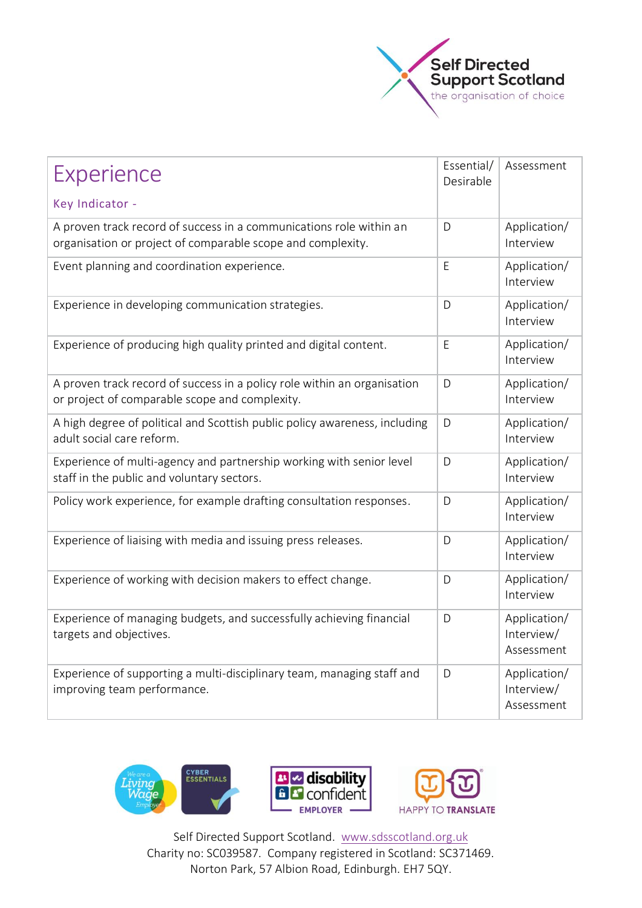| Experience<br><br>Key Indicator - | Essential/ Desirable | Assessment |
|---|---|---|
| A proven track record of success in a communications role within an organisation or project of comparable scope and complexity. | D | Application/ Interview |
| Event planning and coordination experience. | E | Application/ Interview |
| Experience in developing communication strategies. | D | Application/ Interview |
| Experience of producing high quality printed and digital content. | E | Application/ Interview |
| A proven track record of success in a policy role within an organisation or project of comparable scope and complexity. | D | Application/ Interview |
| A high degree of political and Scottish public policy awareness, including adult social care reform. | D | Application/ Interview |
| Experience of multi-agency and partnership working with senior level staff in the public and voluntary sectors. | D | Application/ Interview |
| Policy work experience, for example drafting consultation responses. | D | Application/ Interview |
| Experience of liaising with media and issuing press releases. | D | Application/ Interview |
| Experience of working with decision makers to effect change. | D | Application/ Interview |
| Experience of managing budgets, and successfully achieving financial targets and objectives. | D | Application/ Interview/ Assessment |
| Experience of supporting a multi-disciplinary team, managing staff and improving team performance. | D | Application/ Interview/ Assessment |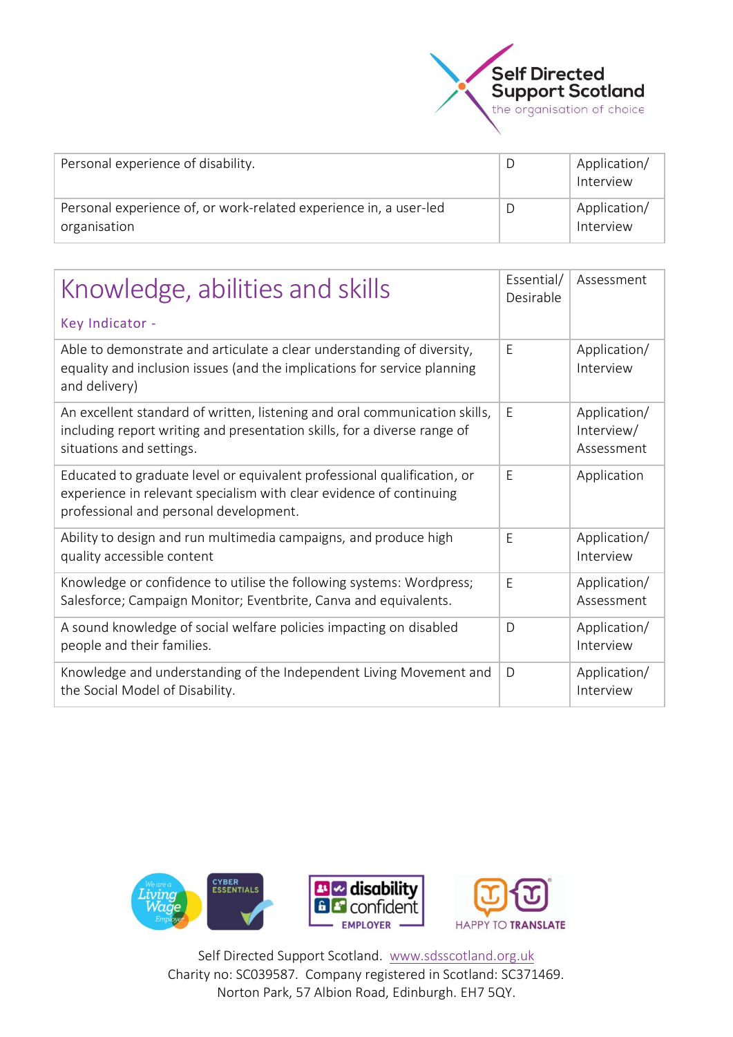| | | |
|---|---|---|
| Personal experience of disability. | D | Application/ Interview |
| Personal experience of, or work-related experience in, a user-led organisation | D | Application/ Interview |

| Knowledge, abilities and skills<br><br>Key Indicator - | Essential/ Desirable | Assessment |
|---|---|---|
| Able to demonstrate and articulate a clear understanding of diversity, equality and inclusion issues (and the implications for service planning and delivery) | E | Application/ Interview |
| An excellent standard of written, listening and oral communication skills, including report writing and presentation skills, for a diverse range of situations and settings. | E | Application/ Interview/ Assessment |
| Educated to graduate level or equivalent professional qualification, or experience in relevant specialism with clear evidence of continuing professional and personal development. | E | Application |
| Ability to design and run multimedia campaigns, and produce high quality accessible content | E | Application/ Interview |
| Knowledge or confidence to utilise the following systems: Wordpress; Salesforce; Campaign Monitor; Eventbrite, Canva and equivalents. | E | Application/ Assessment |
| A sound knowledge of social welfare policies impacting on disabled people and their families. | D | Application/ Interview |
| Knowledge and understanding of the Independent Living Movement and the Social Model of Disability. | D | Application/ Interview |

Self Directed Support Scotland. www.sdsscotland.org.uk
Charity no: SC039587. Company registered in Scotland: SC371469.
Norton Park, 57 Albion Road, Edinburgh. EH7 5QY.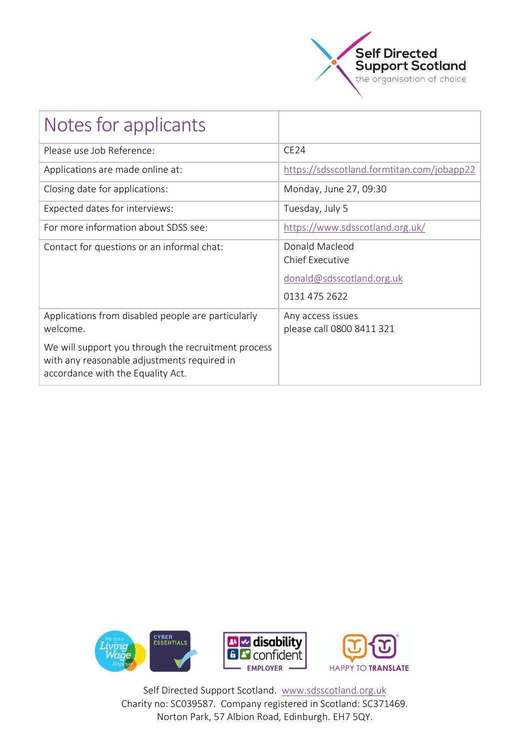| Notes for applicants | |
|---|---|
| Please use Job Reference: | CE24 |
| Applications are made online at: | https://sdsscotland.formtitan.com/jobapp22 |
| Closing date for applications: | Monday, June 27, 09:30 |
| Expected dates for interviews: | Tuesday, July 5 |
| For more information about SDSS see: | https://www.sdsscotland.org.uk/ |
| Contact for questions or an informal chat: | Donald Macleod<br>Chief Executive<br>donald@sdsscotland.org.uk<br>0131 475 2622 |
| Applications from disabled people are particularly welcome.<br>We will support you through the recruitment process with any reasonable adjustments required in accordance with the Equality Act. | Any access issues please call 0800 8411 321 |

Self Directed Support Scotland. www.sdsscotland.org.uk
Charity no: SC039587. Company registered in Scotland: SC371469.
Norton Park, 57 Albion Road, Edinburgh. EH7 5QY.